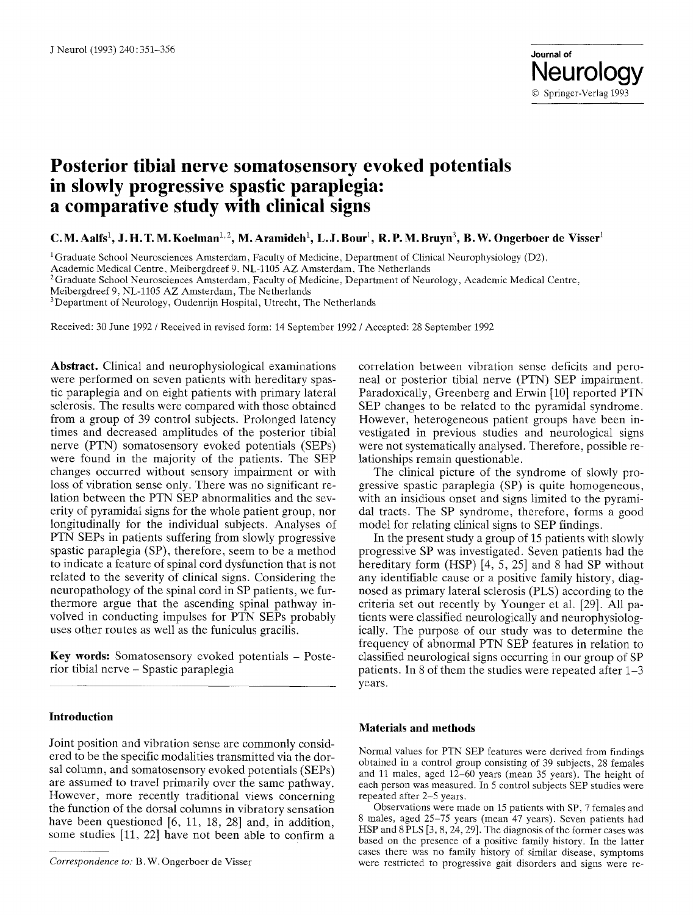# Posterior tibial nerve somatosensory evoked potentials in slowly progressive spastic paraplegia: a comparative study with clinical signs

**C. M. Aalfs[1], J. H. T. M. Koelman[1,2], M. Aramideh[1], L. J. Bour[1], R. P. M. Bruyn[3], B. W. Ongerboer de Visser[1]**

[1]Graduate School Neurosciences Amsterdam, Faculty of Medicine, Department of Clinical Neurophysiology (D2), Academic Medical Centre, Meibergdreef 9, NL-1105 AZ Amsterdam, The Netherlands

[2]Graduate School Neurosciences Amsterdam, Faculty of Medicine, Department of Neurology, Academic Medical Centre, Meibergdreef 9, NL-1105 AZ Amsterdam, The Netherlands

[3]Department of Neurology, Oudenrijn Hospital, Utrecht, The Netherlands

Received: 30 June 1992 / Received in revised form: 14 September 1992 / Accepted: 28 September 1992

**Abstract.** Clinical and neurophysiological examinations were performed on seven patients with hereditary spastic paraplegia and on eight patients with primary lateral sclerosis. The results were compared with those obtained from a group of 39 control subjects. Prolonged latency times and decreased amplitudes of the posterior tibial nerve (PTN) somatosensory evoked potentials (SEPs) were found in the majority of the patients. The SEP changes occurred without sensory impairment or with loss of vibration sense only. There was no significant relation between the PTN SEP abnormalities and the severity of pyramidal signs for the whole patient group, nor longitudinally for the individual subjects. Analyses of PTN SEPs in patients suffering from slowly progressive spastic paraplegia (SP), therefore, seem to be a method to indicate a feature of spinal cord dysfunction that is not related to the severity of clinical signs. Considering the neuropathology of the spinal cord in SP patients, we furthermore argue that the ascending spinal pathway involved in conducting impulses for PTN SEPs probably uses other routes as well as the funiculus gracilis.

**Key words:** Somatosensory evoked potentials – Posterior tibial nerve – Spastic paraplegia

## Introduction

Joint position and vibration sense are commonly considered to be the specific modalities transmitted via the dorsal column, and somatosensory evoked potentials (SEPs) are assumed to travel primarily over the same pathway. However, more recently traditional views concerning the function of the dorsal columns in vibratory sensation have been questioned [6, 11, 18, 28] and, in addition, some studies [11, 22] have not been able to confirm a correlation between vibration sense deficits and peroneal or posterior tibial nerve (PTN) SEP impairment. Paradoxically, Greenberg and Erwin [10] reported PTN SEP changes to be related to the pyramidal syndrome. However, heterogeneous patient groups have been investigated in previous studies and neurological signs were not systematically analysed. Therefore, possible relationships remain questionable.

The clinical picture of the syndrome of slowly progressive spastic paraplegia (SP) is quite homogeneous, with an insidious onset and signs limited to the pyramidal tracts. The SP syndrome, therefore, forms a good model for relating clinical signs to SEP findings.

In the present study a group of 15 patients with slowly progressive SP was investigated. Seven patients had the hereditary form (HSP) [4, 5, 25] and 8 had SP without any identifiable cause or a positive family history, diagnosed as primary lateral sclerosis (PLS) according to the criteria set out recently by Younger et al. [29]. All patients were classified neurologically and neurophysiologically. The purpose of our study was to determine the frequency of abnormal PTN SEP features in relation to classified neurological signs occurring in our group of SP patients. In 8 of them the studies were repeated after 1–3 years.

## Materials and methods

Normal values for PTN SEP features were derived from findings obtained in a control group consisting of 39 subjects, 28 females and 11 males, aged 12–60 years (mean 35 years). The height of each person was measured. In 5 control subjects SEP studies were repeated after 2–5 years.

Observations were made on 15 patients with SP, 7 females and 8 males, aged 25–75 years (mean 47 years). Seven patients had HSP and 8 PLS [3, 8, 24, 29]. The diagnosis of the former cases was based on the presence of a positive family history. In the latter cases there was no family history of similar disease, symptoms were restricted to progressive gait disorders and signs were re-

---

*Correspondence to:* B. W. Ongerboer de Visser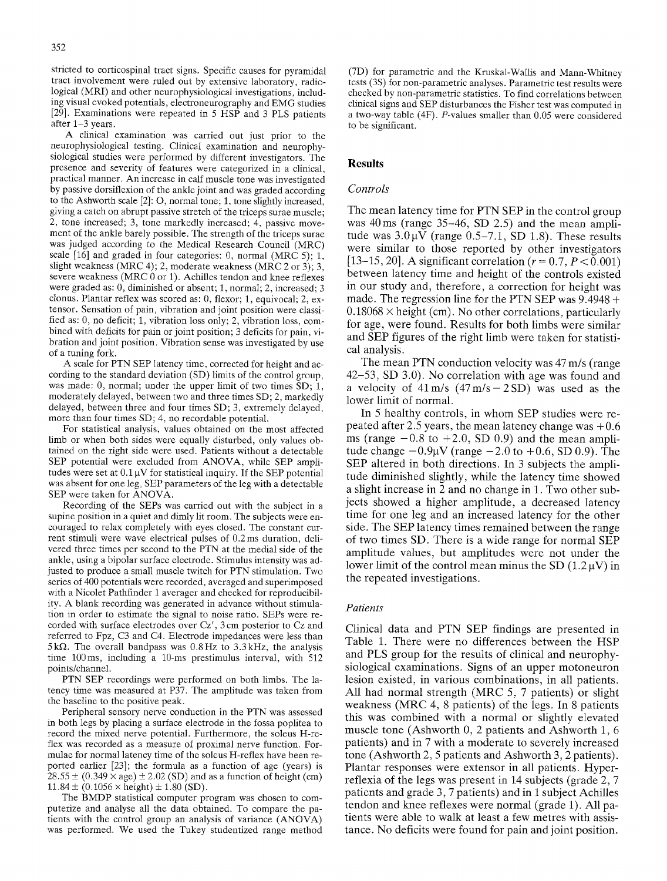stricted to corticospinal tract signs. Specific causes for pyramidal tract involvement were ruled out by extensive laboratory, radiological (MRI) and other neurophysiological investigations, including visual evoked potentials, electroneurography and EMG studies [29]. Examinations were repeated in 5 HSP and 3 PLS patients after 1–3 years.

A clinical examination was carried out just prior to the neurophysiological testing. Clinical examination and neurophysiological studies were performed by different investigators. The presence and severity of features were categorized in a clinical, practical manner. An increase in calf muscle tone was investigated by passive dorsiflexion of the ankle joint and was graded according to the Ashworth scale [2]: O, normal tone; 1, tone slightly increased, giving a catch on abrupt passive stretch of the triceps surae muscle; 2, tone increased; 3, tone markedly increased; 4, passive movement of the ankle barely possible. The strength of the triceps surae was judged according to the Medical Research Council (MRC) scale [16] and graded in four categories: 0, normal (MRC 5); 1, slight weakness (MRC 4); 2, moderate weakness (MRC 2 or 3); 3, severe weakness (MRC 0 or 1). Achilles tendon and knee reflexes were graded as: 0, diminished or absent; 1, normal; 2, increased; 3 clonus. Plantar reflex was scored as: 0, flexor; 1, equivocal; 2, extensor. Sensation of pain, vibration and joint position were classified as: 0, no deficit; 1, vibration loss only; 2, vibration loss, combined with deficits for pain or joint position; 3 deficits for pain, vibration and joint position. Vibration sense was investigated by use of a tuning fork.

A scale for PTN SEP latency time, corrected for height and according to the standard deviation (SD) limits of the control group, was made: 0, normal; under the upper limit of two times SD; 1, moderately delayed, between two and three times SD; 2, markedly delayed, between three and four times SD; 3, extremely delayed, more than four times SD; 4, no recordable potential.

For statistical analysis, values obtained on the most affected limb or when both sides were equally disturbed, only values obtained on the right side were used. Patients without a detectable SEP potential were excluded from ANOVA, while SEP amplitudes were set at 0.1 μV for statistical inquiry. If the SEP potential was absent for one leg, SEP parameters of the leg with a detectable SEP were taken for ANOVA.

Recording of the SEPs was carried out with the subject in a supine position in a quiet and dimly lit room. The subjects were encouraged to relax completely with eyes closed. The constant current stimuli were wave electrical pulses of 0.2 ms duration, delivered three times per second to the PTN at the medial side of the ankle, using a bipolar surface electrode. Stimulus intensity was adjusted to produce a small muscle twitch for PTN stimulation. Two series of 400 potentials were recorded, averaged and superimposed with a Nicolet Pathfinder 1 averager and checked for reproducibility. A blank recording was generated in advance without stimulation in order to estimate the signal to noise ratio. SEPs were recorded with surface electrodes over Cz′, 3 cm posterior to Cz and referred to Fpz, C3 and C4. Electrode impedances were less than 5 kΩ. The overall bandpass was 0.8 Hz to 3.3 kHz, the analysis time 100 ms, including a 10-ms prestimulus interval, with 512 points/channel.

PTN SEP recordings were performed on both limbs. The latency time was measured at P37. The amplitude was taken from the baseline to the positive peak.

Peripheral sensory nerve conduction in the PTN was assessed in both legs by placing a surface electrode in the fossa poplitea to record the mixed nerve potential. Furthermore, the soleus H-reflex was recorded as a measure of proximal nerve function. Formulae for normal latency time of the soleus H-reflex have been reported earlier [23]; the formula as a function of age (years) is $28.55 \pm (0.349 \times \text{age}) \pm 2.02$ (SD) and as a function of height (cm) $11.84 \pm (0.1056 \times \text{height}) \pm 1.80$ (SD).

The BMDP statistical computer program was chosen to computerize and analyse all the data obtained. To compare the patients with the control group an analysis of variance (ANOVA) was performed. We used the Tukey studentized range method (7D) for parametric and the Kruskal-Wallis and Mann-Whitney tests (3S) for non-parametric analyses. Parametric test results were checked by non-parametric statistics. To find correlations between clinical signs and SEP disturbances the Fisher test was computed in a two-way table (4F). P-values smaller than 0.05 were considered to be significant.

## Results

### Controls

The mean latency time for PTN SEP in the control group was 40 ms (range 35–46, SD 2.5) and the mean amplitude was 3.0 μV (range 0.5–7.1, SD 1.8). These results were similar to those reported by other investigators [13–15, 20]. A significant correlation ($r = 0.7$, $P < 0.001$) between latency time and height of the controls existed in our study and, therefore, a correction for height was made. The regression line for the PTN SEP was $9.4948 + 0.18068 \times \text{height (cm)}$. No other correlations, particularly for age, were found. Results for both limbs were similar and SEP figures of the right limb were taken for statistical analysis.

The mean PTN conduction velocity was 47 m/s (range 42–53, SD 3.0). No correlation with age was found and a velocity of 41 m/s (47 m/s − 2 SD) was used as the lower limit of normal.

In 5 healthy controls, in whom SEP studies were repeated after 2.5 years, the mean latency change was +0.6 ms (range −0.8 to +2.0, SD 0.9) and the mean amplitude change −0.9 μV (range −2.0 to +0.6, SD 0.9). The SEP altered in both directions. In 3 subjects the amplitude diminished slightly, while the latency time showed a slight increase in 2 and no change in 1. Two other subjects showed a higher amplitude, a decreased latency time for one leg and an increased latency for the other side. The SEP latency times remained between the range of two times SD. There is a wide range for normal SEP amplitude values, but amplitudes were not under the lower limit of the control mean minus the SD (1.2 μV) in the repeated investigations.

### Patients

Clinical data and PTN SEP findings are presented in Table 1. There were no differences between the HSP and PLS group for the results of clinical and neurophysiological examinations. Signs of an upper motoneuron lesion existed, in various combinations, in all patients. All had normal strength (MRC 5, 7 patients) or slight weakness (MRC 4, 8 patients) of the legs. In 8 patients this was combined with a normal or slightly elevated muscle tone (Ashworth 0, 2 patients and Ashworth 1, 6 patients) and in 7 with a moderate to severely increased tone (Ashworth 2, 5 patients and Ashworth 3, 2 patients). Plantar responses were extensor in all patients. Hyperreflexia of the legs was present in 14 subjects (grade 2, 7 patients and grade 3, 7 patients) and in 1 subject Achilles tendon and knee reflexes were normal (grade 1). All patients were able to walk at least a few metres with assistance. No deficits were found for pain and joint position.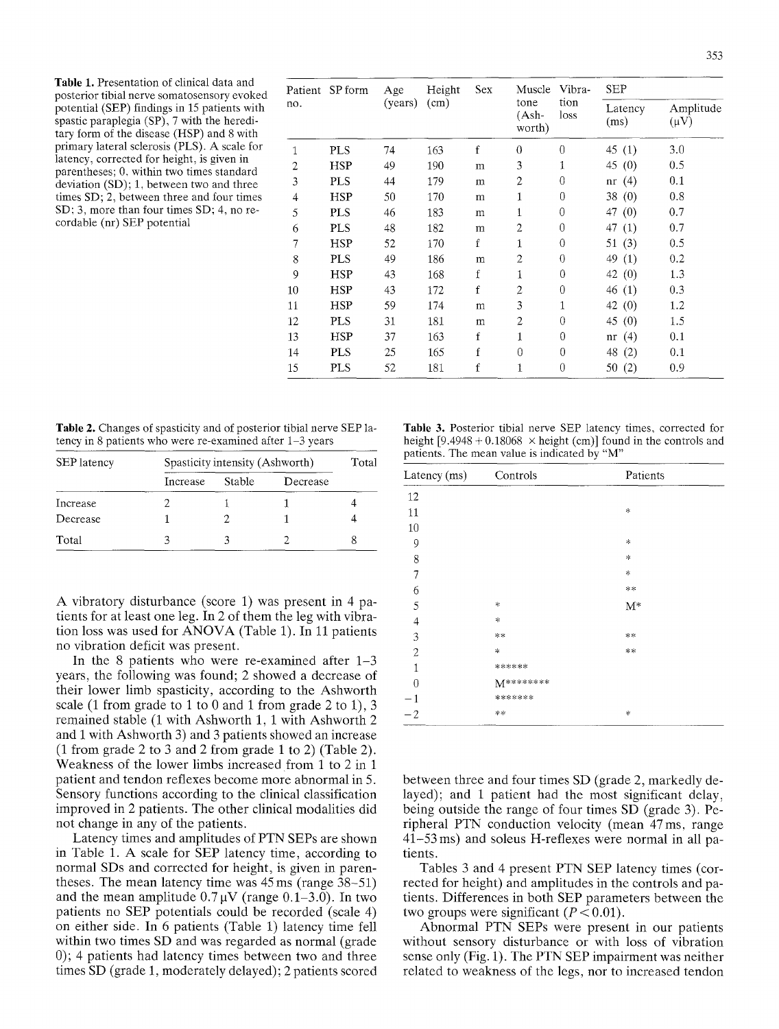**Table 1.** Presentation of clinical data and posterior tibial nerve somatosensory evoked potential (SEP) findings in 15 patients with spastic paraplegia (SP), 7 with the hereditary form of the disease (HSP) and 8 with primary lateral sclerosis (PLS). A scale for latency, corrected for height, is given in parentheses; 0, within two times standard deviation (SD); 1, between two and three times SD; 2, between three and four times SD; 3, more than four times SD; 4, no recordable (nr) SEP potential

| Patient no. | SP form | Age (years) | Height (cm) | Sex | Muscle tone (Ashworth) | Vibration loss | SEP | |
|---|---|---|---|---|---|---|---|---|
| | | | | | | | Latency (ms) | Amplitude (μV) |
| 1 | PLS | 74 | 163 | f | 0 | 0 | 45 (1) | 3.0 |
| 2 | HSP | 49 | 190 | m | 3 | 1 | 45 (0) | 0.5 |
| 3 | PLS | 44 | 179 | m | 2 | 0 | nr (4) | 0.1 |
| 4 | HSP | 50 | 170 | m | 1 | 0 | 38 (0) | 0.8 |
| 5 | PLS | 46 | 183 | m | 1 | 0 | 47 (0) | 0.7 |
| 6 | PLS | 48 | 182 | m | 2 | 0 | 47 (1) | 0.7 |
| 7 | HSP | 52 | 170 | f | 1 | 0 | 51 (3) | 0.5 |
| 8 | PLS | 49 | 186 | m | 2 | 0 | 49 (1) | 0.2 |
| 9 | HSP | 43 | 168 | f | 1 | 0 | 42 (0) | 1.3 |
| 10 | HSP | 43 | 172 | f | 2 | 0 | 46 (1) | 0.3 |
| 11 | HSP | 59 | 174 | m | 3 | 1 | 42 (0) | 1.2 |
| 12 | PLS | 31 | 181 | m | 2 | 0 | 45 (0) | 1.5 |
| 13 | HSP | 37 | 163 | f | 1 | 0 | nr (4) | 0.1 |
| 14 | PLS | 25 | 165 | f | 0 | 0 | 48 (2) | 0.1 |
| 15 | PLS | 52 | 181 | f | 1 | 0 | 50 (2) | 0.9 |

**Table 2.** Changes of spasticity and of posterior tibial nerve SEP latency in 8 patients who were re-examined after 1–3 years

| SEP latency | Spasticity intensity (Ashworth) | | | Total |
|---|---|---|---|---|
| | Increase | Stable | Decrease | |
| Increase | 2 | 1 | 1 | 4 |
| Decrease | 1 | 2 | 1 | 4 |
| Total | 3 | 3 | 2 | 8 |

**Table 3.** Posterior tibial nerve SEP latency times, corrected for height [9.4948 + 0.18068 × height (cm)] found in the controls and patients. The mean value is indicated by "M"

| Latency (ms) | Controls | Patients |
|---|---|---|
| 12 | | |
| 11 | | * |
| 10 | | |
| 9 | | * |
| 8 | | * |
| 7 | | * |
| 6 | | ** |
| 5 | * | M* |
| 4 | * | |
| 3 | ** | ** |
| 2 | * | ** |
| 1 | ****** | |
| 0 | M******** | |
| −1 | ******* | |
| −2 | ** | * |

A vibratory disturbance (score 1) was present in 4 patients for at least one leg. In 2 of them the leg with vibration loss was used for ANOVA (Table 1). In 11 patients no vibration deficit was present.

In the 8 patients who were re-examined after 1–3 years, the following was found; 2 showed a decrease of their lower limb spasticity, according to the Ashworth scale (1 from grade to 1 to 0 and 1 from grade 2 to 1), 3 remained stable (1 with Ashworth 1, 1 with Ashworth 2 and 1 with Ashworth 3) and 3 patients showed an increase (1 from grade 2 to 3 and 2 from grade 1 to 2) (Table 2). Weakness of the lower limbs increased from 1 to 2 in 1 patient and tendon reflexes become more abnormal in 5. Sensory functions according to the clinical classification improved in 2 patients. The other clinical modalities did not change in any of the patients.

Latency times and amplitudes of PTN SEPs are shown in Table 1. A scale for SEP latency time, according to normal SDs and corrected for height, is given in parentheses. The mean latency time was 45 ms (range 38–51) and the mean amplitude 0.7 μV (range 0.1–3.0). In two patients no SEP potentials could be recorded (scale 4) on either side. In 6 patients (Table 1) latency time fell within two times SD and was regarded as normal (grade 0); 4 patients had latency times between two and three times SD (grade 1, moderately delayed); 2 patients scored between three and four times SD (grade 2, markedly delayed); and 1 patient had the most significant delay, being outside the range of four times SD (grade 3). Peripheral PTN conduction velocity (mean 47 ms, range 41–53 ms) and soleus H-reflexes were normal in all patients.

Tables 3 and 4 present PTN SEP latency times (corrected for height) and amplitudes in the controls and patients. Differences in both SEP parameters between the two groups were significant ($P < 0.01$).

Abnormal PTN SEPs were present in our patients without sensory disturbance or with loss of vibration sense only (Fig. 1). The PTN SEP impairment was neither related to weakness of the legs, nor to increased tendon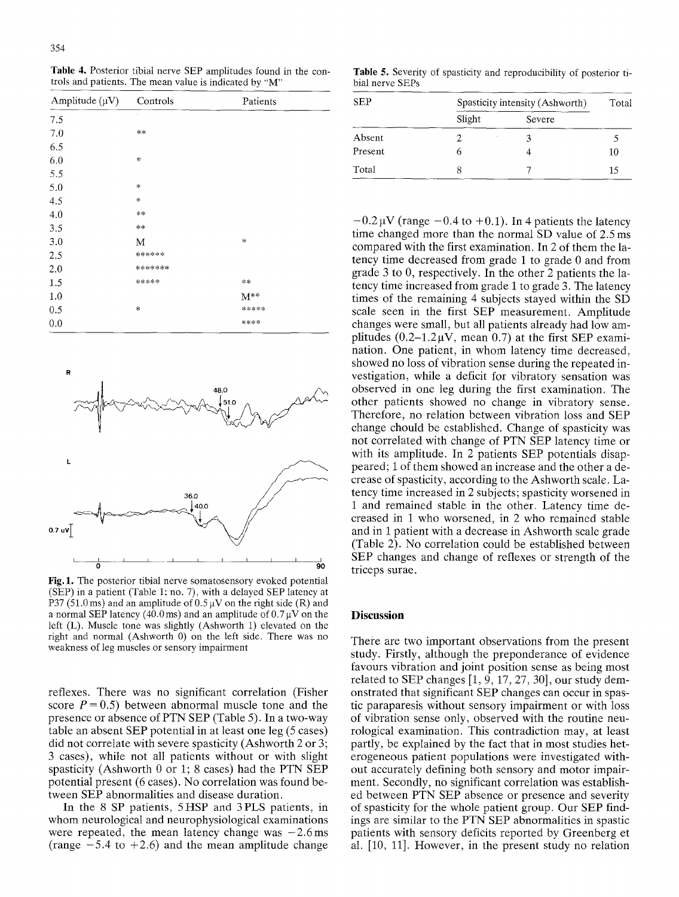**Table 4.** Posterior tibial nerve SEP amplitudes found in the controls and patients. The mean value is indicated by "M"

| Amplitude (μV) | Controls | Patients |
|---|---|---|
| 7.5 | | |
| 7.0 | ** | |
| 6.5 | | |
| 6.0 | * | |
| 5.5 | | |
| 5.0 | * | |
| 4.5 | * | |
| 4.0 | ** | |
| 3.5 | ** | |
| 3.0 | M | * |
| 2.5 | ****** | |
| 2.0 | ******* | |
| 1.5 | ***** | ** |
| 1.0 | | M** |
| 0.5 | * | ***** |
| 0.0 | | **** |

**Fig. 1.** The posterior tibial nerve somatosensory evoked potential (SEP) in a patient (Table 1; no. 7), with a delayed SEP latency at P37 (51.0 ms) and an amplitude of 0.5 μV on the right side (R) and a normal SEP latency (40.0 ms) and an amplitude of 0.7 μV on the left (L). Muscle tone was slightly (Ashworth 1) elevated on the right and normal (Ashworth 0) on the left side. There was no weakness of leg muscles or sensory impairment

reflexes. There was no significant correlation (Fisher score $P = 0.5$) between abnormal muscle tone and the presence or absence of PTN SEP (Table 5). In a two-way table an absent SEP potential in at least one leg (5 cases) did not correlate with severe spasticity (Ashworth 2 or 3; 3 cases), while not all patients without or with slight spasticity (Ashworth 0 or 1; 8 cases) had the PTN SEP potential present (6 cases). No correlation was found between SEP abnormalities and disease duration.

In the 8 SP patients, 5 HSP and 3 PLS patients, in whom neurological and neurophysiological examinations were repeated, the mean latency change was −2.6 ms (range −5.4 to +2.6) and the mean amplitude change

**Table 5.** Severity of spasticity and reproducibility of posterior tibial nerve SEPs

| SEP | Spasticity intensity (Ashworth) | | Total |
|---|---|---|---|
| | Slight | Severe | |
| Absent | 2 | 3 | 5 |
| Present | 6 | 4 | 10 |
| Total | 8 | 7 | 15 |

−0.2 μV (range −0.4 to +0.1). In 4 patients the latency time changed more than the normal SD value of 2.5 ms compared with the first examination. In 2 of them the latency time decreased from grade 1 to grade 0 and from grade 3 to 0, respectively. In the other 2 patients the latency time increased from grade 1 to grade 3. The latency times of the remaining 4 subjects stayed within the SD scale seen in the first SEP measurement. Amplitude changes were small, but all patients already had low amplitudes (0.2–1.2 μV, mean 0.7) at the first SEP examination. One patient, in whom latency time decreased, showed no loss of vibration sense during the repeated investigation, while a deficit for vibratory sensation was observed in one leg during the first examination. The other patients showed no change in vibratory sense. Therefore, no relation between vibration loss and SEP change chould be established. Change of spasticity was not correlated with change of PTN SEP latency time or with its amplitude. In 2 patients SEP potentials disappeared; 1 of them showed an increase and the other a decrease of spasticity, according to the Ashworth scale. Latency time increased in 2 subjects; spasticity worsened in 1 and remained stable in the other. Latency time decreased in 1 who worsened, in 2 who remained stable and in 1 patient with a decrease in Ashworth scale grade (Table 2). No correlation could be established between SEP changes and change of reflexes or strength of the triceps surae.

## Discussion

There are two important observations from the present study. Firstly, although the preponderance of evidence favours vibration and joint position sense as being most related to SEP changes [1, 9, 17, 27, 30], our study demonstrated that significant SEP changes can occur in spastic paraparesis without sensory impairment or with loss of vibration sense only, observed with the routine neurological examination. This contradiction may, at least partly, be explained by the fact that in most studies heterogeneous patient populations were investigated without accurately defining both sensory and motor impairment. Secondly, no significant correlation was established between PTN SEP absence or presence and severity of spasticity for the whole patient group. Our SEP findings are similar to the PTN SEP abnormalities in spastic patients with sensory deficits reported by Greenberg et al. [10, 11]. However, in the present study no relation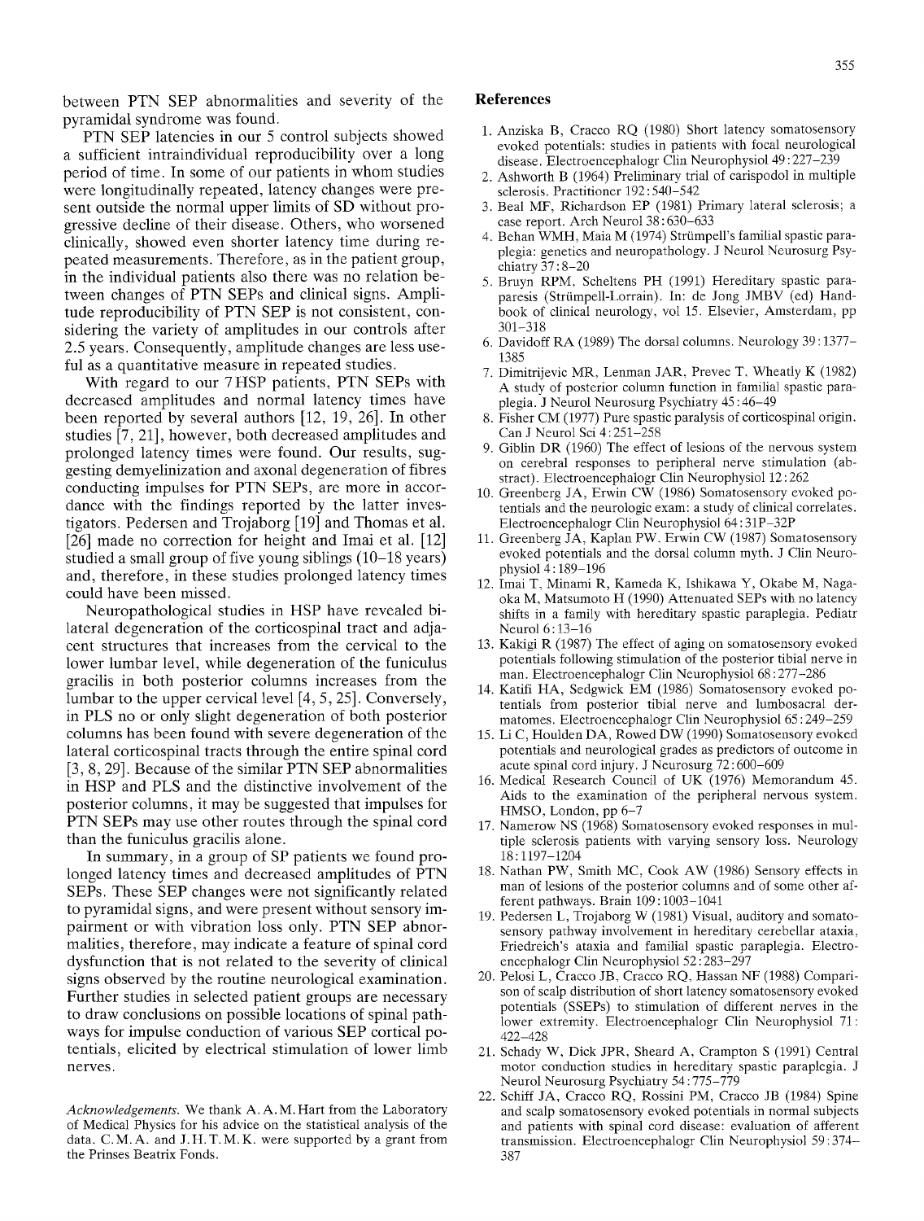between PTN SEP abnormalities and severity of the pyramidal syndrome was found.

PTN SEP latencies in our 5 control subjects showed a sufficient intraindividual reproducibility over a long period of time. In some of our patients in whom studies were longitudinally repeated, latency changes were present outside the normal upper limits of SD without progressive decline of their disease. Others, who worsened clinically, showed even shorter latency time during repeated measurements. Therefore, as in the patient group, in the individual patients also there was no relation between changes of PTN SEPs and clinical signs. Amplitude reproducibility of PTN SEP is not consistent, considering the variety of amplitudes in our controls after 2.5 years. Consequently, amplitude changes are less useful as a quantitative measure in repeated studies.

With regard to our 7 HSP patients, PTN SEPs with decreased amplitudes and normal latency times have been reported by several authors [12, 19, 26]. In other studies [7, 21], however, both decreased amplitudes and prolonged latency times were found. Our results, suggesting demyelinization and axonal degeneration of fibres conducting impulses for PTN SEPs, are more in accordance with the findings reported by the latter investigators. Pedersen and Trojaborg [19] and Thomas et al. [26] made no correction for height and Imai et al. [12] studied a small group of five young siblings (10–18 years) and, therefore, in these studies prolonged latency times could have been missed.

Neuropathological studies in HSP have revealed bilateral degeneration of the corticospinal tract and adjacent structures that increases from the cervical to the lower lumbar level, while degeneration of the funiculus gracilis in both posterior columns increases from the lumbar to the upper cervical level [4, 5, 25]. Conversely, in PLS no or only slight degeneration of both posterior columns has been found with severe degeneration of the lateral corticospinal tracts through the entire spinal cord [3, 8, 29]. Because of the similar PTN SEP abnormalities in HSP and PLS and the distinctive involvement of the posterior columns, it may be suggested that impulses for PTN SEPs may use other routes through the spinal cord than the funiculus gracilis alone.

In summary, in a group of SP patients we found prolonged latency times and decreased amplitudes of PTN SEPs. These SEP changes were not significantly related to pyramidal signs, and were present without sensory impairment or with vibration loss only. PTN SEP abnormalities, therefore, may indicate a feature of spinal cord dysfunction that is not related to the severity of clinical signs observed by the routine neurological examination. Further studies in selected patient groups are necessary to draw conclusions on possible locations of spinal pathways for impulse conduction of various SEP cortical potentials, elicited by electrical stimulation of lower limb nerves.

*Acknowledgements.* We thank A. A. M. Hart from the Laboratory of Medical Physics for his advice on the statistical analysis of the data. C. M. A. and J. H. T. M. K. were supported by a grant from the Prinses Beatrix Fonds.

## References

1. Anziska B, Cracco RQ (1980) Short latency somatosensory evoked potentials: studies in patients with focal neurological disease. Electroencephalogr Clin Neurophysiol 49:227–239
2. Ashworth B (1964) Preliminary trial of carispodol in multiple sclerosis. Practitioner 192:540–542
3. Beal MF, Richardson EP (1981) Primary lateral sclerosis; a case report. Arch Neurol 38:630–633
4. Behan WMH, Maia M (1974) Strümpell's familial spastic paraplegia: genetics and neuropathology. J Neurol Neurosurg Psychiatry 37:8–20
5. Bruyn RPM, Scheltens PH (1991) Hereditary spastic paraparesis (Strümpell-Lorrain). In: de Jong JMBV (ed) Handbook of clinical neurology, vol 15. Elsevier, Amsterdam, pp 301–318
6. Davidoff RA (1989) The dorsal columns. Neurology 39:1377–1385
7. Dimitrijevic MR, Lenman JAR, Prevec T, Wheatly K (1982) A study of posterior column function in familial spastic paraplegia. J Neurol Neurosurg Psychiatry 45:46–49
8. Fisher CM (1977) Pure spastic paralysis of corticospinal origin. Can J Neurol Sci 4:251–258
9. Giblin DR (1960) The effect of lesions of the nervous system on cerebral responses to peripheral nerve stimulation (abstract). Electroencephalogr Clin Neurophysiol 12:262
10. Greenberg JA, Erwin CW (1986) Somatosensory evoked potentials and the neurologic exam: a study of clinical correlates. Electroencephalogr Clin Neurophysiol 64:31P–32P
11. Greenberg JA, Kaplan PW, Erwin CW (1987) Somatosensory evoked potentials and the dorsal column myth. J Clin Neurophysiol 4:189–196
12. Imai T, Minami R, Kameda K, Ishikawa Y, Okabe M, Nagaoka M, Matsumoto H (1990) Attenuated SEPs with no latency shifts in a family with hereditary spastic paraplegia. Pediatr Neurol 6:13–16
13. Kakigi R (1987) The effect of aging on somatosensory evoked potentials following stimulation of the posterior tibial nerve in man. Electroencephalogr Clin Neurophysiol 68:277–286
14. Katifi HA, Sedgwick EM (1986) Somatosensory evoked potentials from posterior tibial nerve and lumbosacral dermatomes. Electroencephalogr Clin Neurophysiol 65:249–259
15. Li C, Houlden DA, Rowed DW (1990) Somatosensory evoked potentials and neurological grades as predictors of outcome in acute spinal cord injury. J Neurosurg 72:600–609
16. Medical Research Council of UK (1976) Memorandum 45. Aids to the examination of the peripheral nervous system. HMSO, London, pp 6–7
17. Namerow NS (1968) Somatosensory evoked responses in multiple sclerosis patients with varying sensory loss. Neurology 18:1197–1204
18. Nathan PW, Smith MC, Cook AW (1986) Sensory effects in man of lesions of the posterior columns and of some other afferent pathways. Brain 109:1003–1041
19. Pedersen L, Trojaborg W (1981) Visual, auditory and somatosensory pathway involvement in hereditary cerebellar ataxia, Friedreich's ataxia and familial spastic paraplegia. Electroencephalogr Clin Neurophysiol 52:283–297
20. Pelosi L, Cracco JB, Cracco RQ, Hassan NF (1988) Comparison of scalp distribution of short latency somatosensory evoked potentials (SSEPs) to stimulation of different nerves in the lower extremity. Electroencephalogr Clin Neurophysiol 71:422–428
21. Schady W, Dick JPR, Sheard A, Crampton S (1991) Central motor conduction studies in hereditary spastic paraplegia. J Neurol Neurosurg Psychiatry 54:775–779
22. Schiff JA, Cracco RQ, Rossini PM, Cracco JB (1984) Spine and scalp somatosensory evoked potentials in normal subjects and patients with spinal cord disease: evaluation of afferent transmission. Electroencephalogr Clin Neurophysiol 59:374–387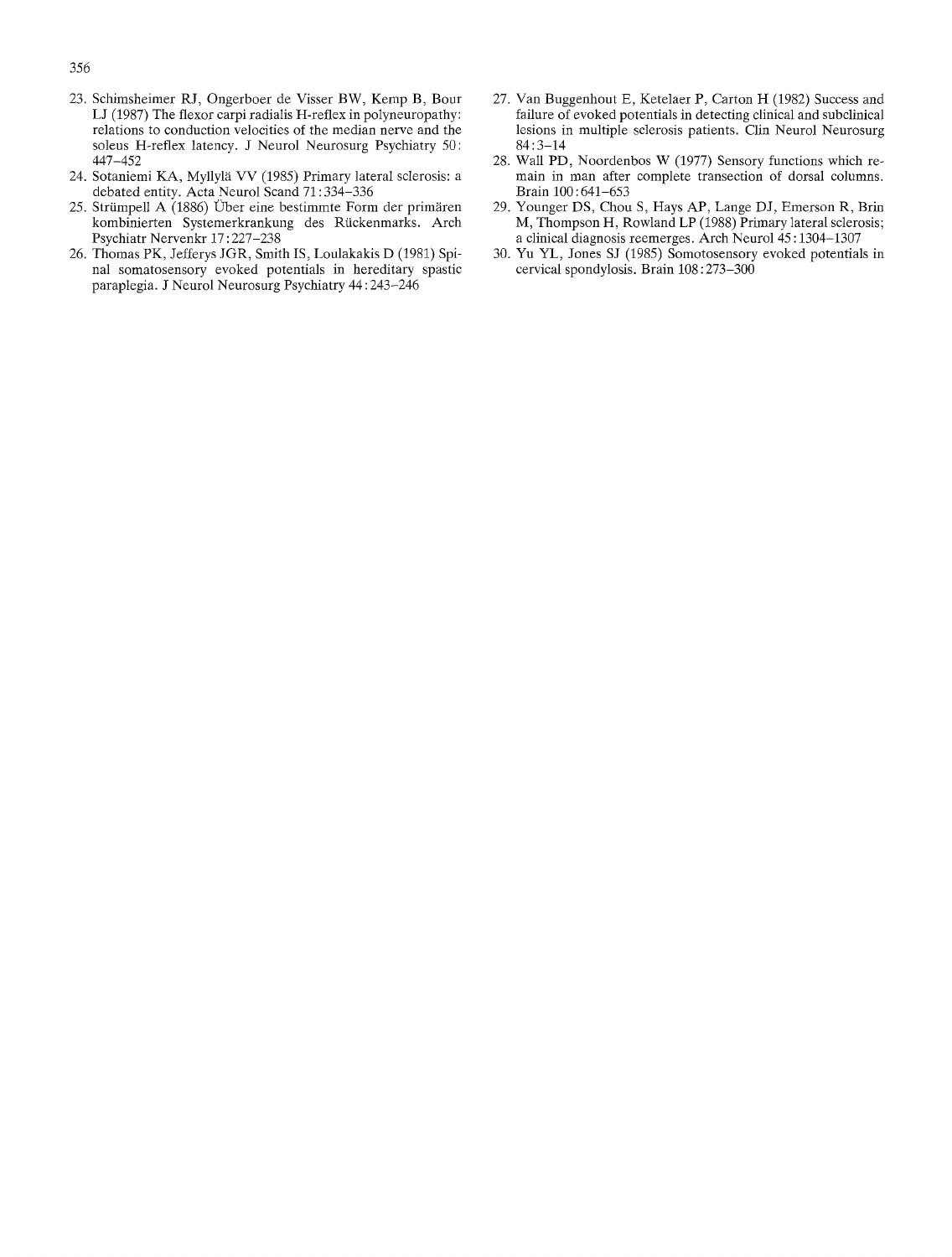23. Schimsheimer RJ, Ongerboer de Visser BW, Kemp B, Bour LJ (1987) The flexor carpi radialis H-reflex in polyneuropathy: relations to conduction velocities of the median nerve and the soleus H-reflex latency. J Neurol Neurosurg Psychiatry 50: 447–452
24. Sotaniemi KA, Myllylä VV (1985) Primary lateral sclerosis: a debated entity. Acta Neurol Scand 71:334–336
25. Strümpell A (1886) Über eine bestimmte Form der primären kombinierten Systemerkrankung des Rückenmarks. Arch Psychiatr Nervenkr 17:227–238
26. Thomas PK, Jefferys JGR, Smith IS, Loulakakis D (1981) Spinal somatosensory evoked potentials in hereditary spastic paraplegia. J Neurol Neurosurg Psychiatry 44:243–246
27. Van Buggenhout E, Ketelaer P, Carton H (1982) Success and failure of evoked potentials in detecting clinical and subclinical lesions in multiple sclerosis patients. Clin Neurol Neurosurg 84:3–14
28. Wall PD, Noordenbos W (1977) Sensory functions which remain in man after complete transection of dorsal columns. Brain 100:641–653
29. Younger DS, Chou S, Hays AP, Lange DJ, Emerson R, Brin M, Thompson H, Rowland LP (1988) Primary lateral sclerosis; a clinical diagnosis reemerges. Arch Neurol 45:1304–1307
30. Yu YL, Jones SJ (1985) Somotosensory evoked potentials in cervical spondylosis. Brain 108:273–300